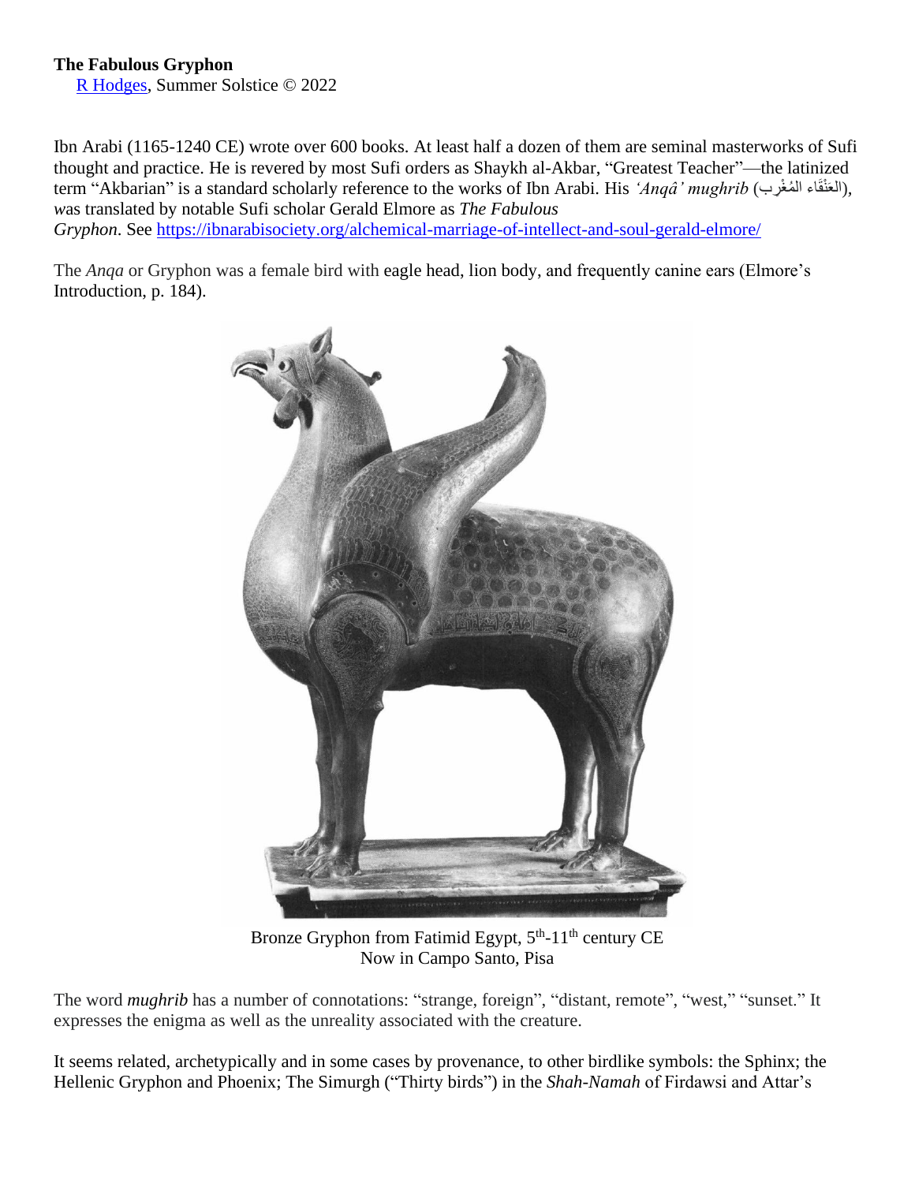**The Fabulous Gryphon**

[R Hodges](), Summer Solstice © 2022

Ibn Arabi (1165-1240 CE) wrote over 600 books. At least half a dozen of them are seminal masterworks of Sufi thought and practice. He is revered by most Sufi orders as Shaykh al-Akbar, "Greatest Teacher"—the latinized term "Akbarian" is a standard scholarly reference to the works of Ibn Arabi. His *'Anqâ' mughrib* (العَنْقَاء المُغْرِب), *w*as translated by notable Sufi scholar Gerald Elmore as *The Fabulous Gryphon*. See https://ibnarabisociety.org/alchemical-marriage-of-intellect-and-soul-gerald-elmore/

The *Anqa* or Gryphon was a female bird with eagle head, lion body, and frequently canine ears (Elmore's Introduction, p. 184).

Bronze Gryphon from Fatimid Egypt, 5th-11th century CE
Now in Campo Santo, Pisa

The word *mughrib* has a number of connotations: "strange, foreign", "distant, remote", "west," "sunset." It expresses the enigma as well as the unreality associated with the creature.

It seems related, archetypically and in some cases by provenance, to other birdlike symbols: the Sphinx; the Hellenic Gryphon and Phoenix; The Simurgh ("Thirty birds") in the *Shah-Namah* of Firdawsi and Attar's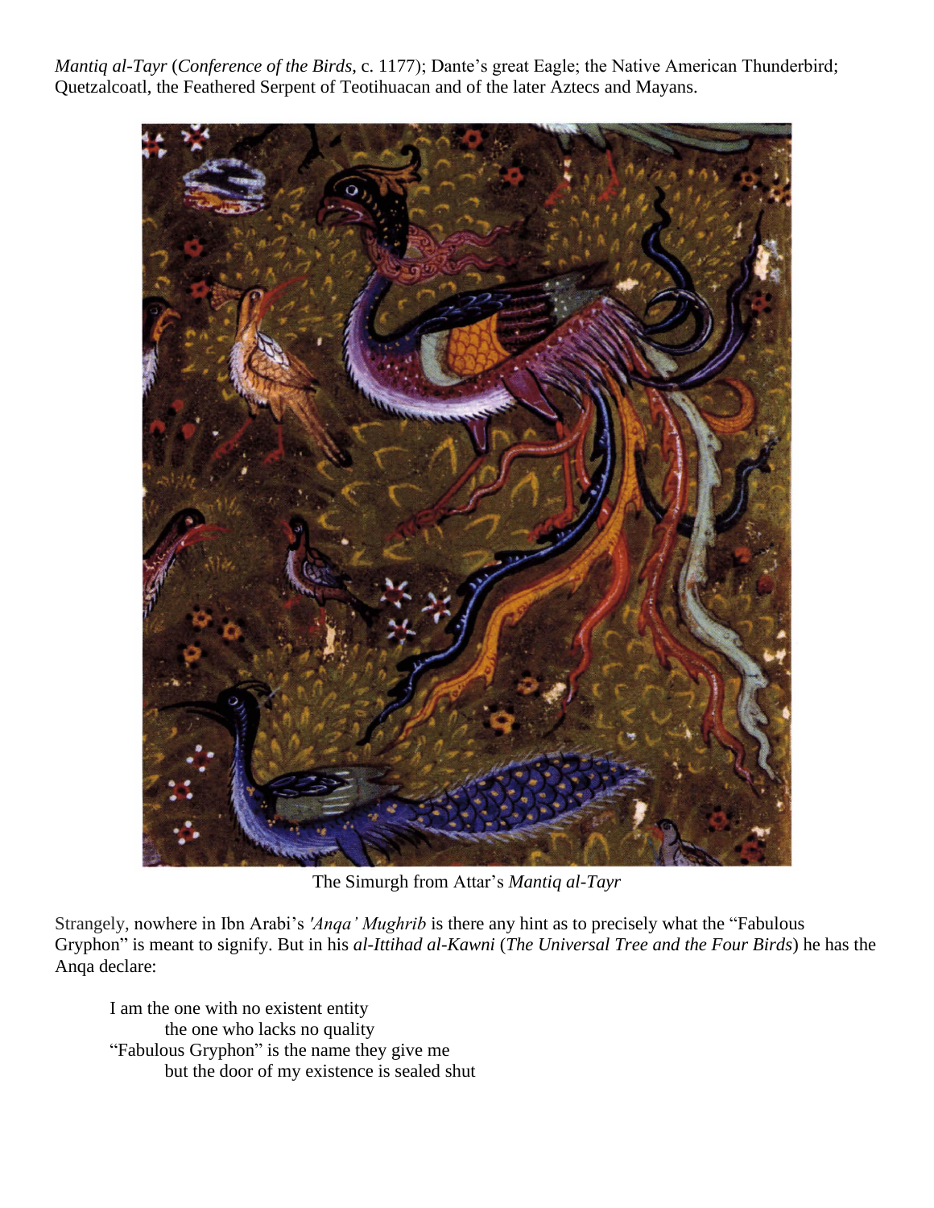*Mantiq al-Tayr* (*Conference of the Birds*, c. 1177); Dante's great Eagle; the Native American Thunderbird; Quetzalcoatl, the Feathered Serpent of Teotihuacan and of the later Aztecs and Mayans.

The Simurgh from Attar's *Mantiq al-Tayr*

Strangely, nowhere in Ibn Arabi's *'Anqa' Mughrib* is there any hint as to precisely what the "Fabulous Gryphon" is meant to signify. But in his *al-Ittihad al-Kawni* (*The Universal Tree and the Four Birds*) he has the Anqa declare:

> I am the one with no existent entity
> the one who lacks no quality
> "Fabulous Gryphon" is the name they give me
> but the door of my existence is sealed shut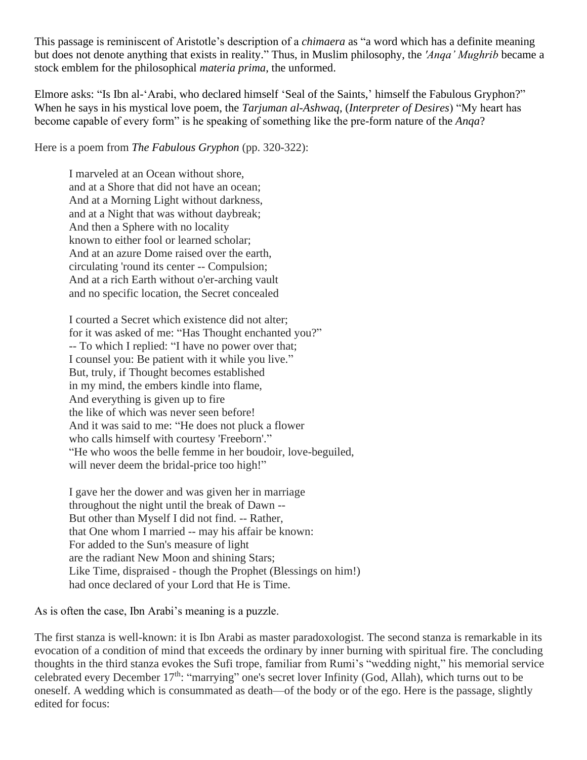This passage is reminiscent of Aristotle's description of a *chimaera* as "a word which has a definite meaning but does not denote anything that exists in reality." Thus, in Muslim philosophy, the *'Anqa' Mughrib* became a stock emblem for the philosophical *materia prima*, the unformed.

Elmore asks: "Is Ibn al-'Arabi, who declared himself 'Seal of the Saints,' himself the Fabulous Gryphon?" When he says in his mystical love poem, the *Tarjuman al-Ashwaq*, (*Interpreter of Desires*) "My heart has become capable of every form" is he speaking of something like the pre-form nature of the *Anqa*?

Here is a poem from *The Fabulous Gryphon* (pp. 320-322):

> I marveled at an Ocean without shore,
> and at a Shore that did not have an ocean;
> And at a Morning Light without darkness,
> and at a Night that was without daybreak;
> And then a Sphere with no locality
> known to either fool or learned scholar;
> And at an azure Dome raised over the earth,
> circulating 'round its center -- Compulsion;
> And at a rich Earth without o'er-arching vault
> and no specific location, the Secret concealed
>
> I courted a Secret which existence did not alter;
> for it was asked of me: "Has Thought enchanted you?"
> -- To which I replied: "I have no power over that;
> I counsel you: Be patient with it while you live."
> But, truly, if Thought becomes established
> in my mind, the embers kindle into flame,
> And everything is given up to fire
> the like of which was never seen before!
> And it was said to me: "He does not pluck a flower
> who calls himself with courtesy 'Freeborn'."
> "He who woos the belle femme in her boudoir, love-beguiled,
> will never deem the bridal-price too high!"
>
> I gave her the dower and was given her in marriage
> throughout the night until the break of Dawn --
> But other than Myself I did not find. -- Rather,
> that One whom I married -- may his affair be known:
> For added to the Sun's measure of light
> are the radiant New Moon and shining Stars;
> Like Time, dispraised - though the Prophet (Blessings on him!)
> had once declared of your Lord that He is Time.

As is often the case, Ibn Arabi's meaning is a puzzle.

The first stanza is well-known: it is Ibn Arabi as master paradoxologist. The second stanza is remarkable in its evocation of a condition of mind that exceeds the ordinary by inner burning with spiritual fire. The concluding thoughts in the third stanza evokes the Sufi trope, familiar from Rumi's "wedding night," his memorial service celebrated every December 17th: "marrying" one's secret lover Infinity (God, Allah), which turns out to be oneself. A wedding which is consummated as death—of the body or of the ego. Here is the passage, slightly edited for focus: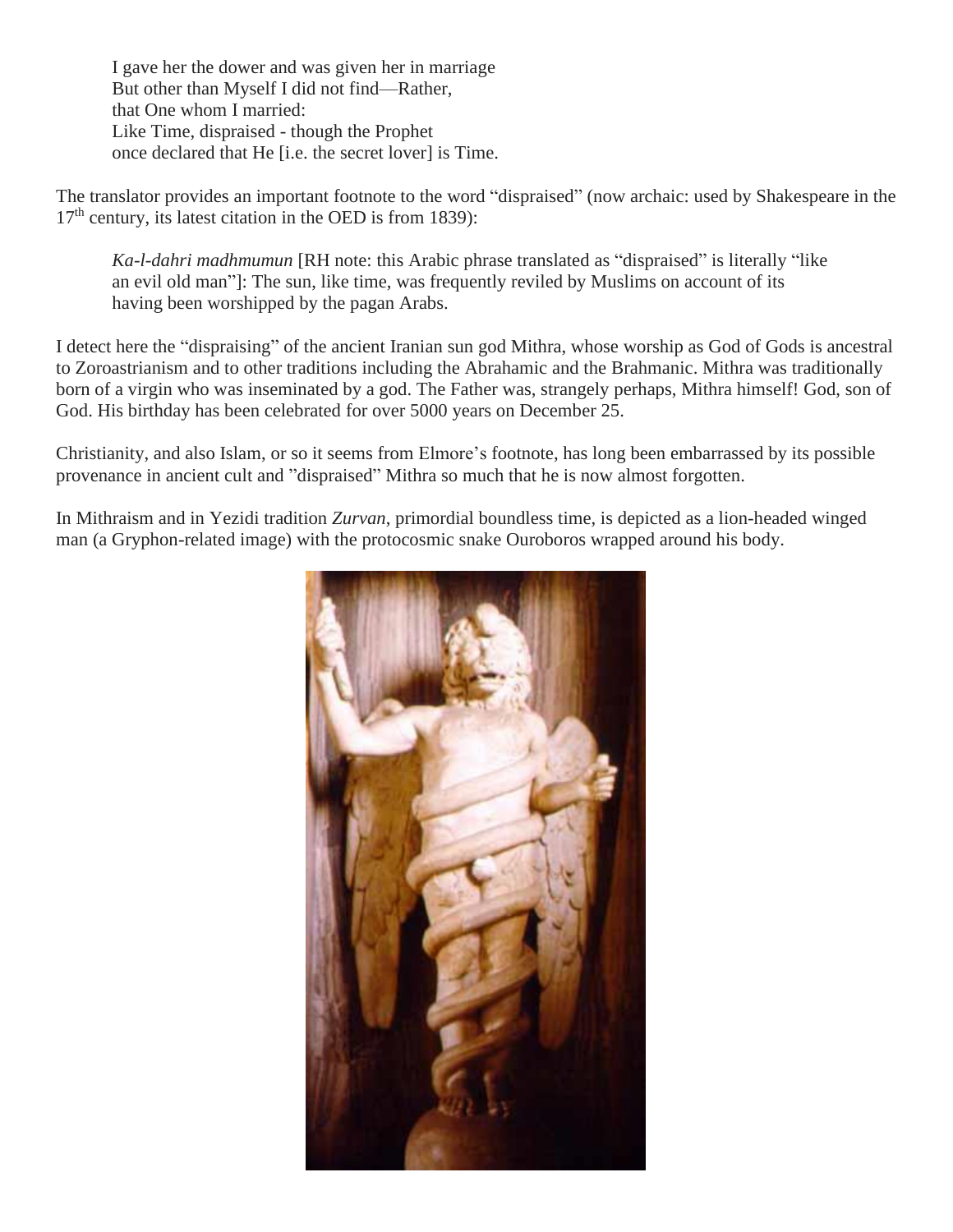> I gave her the dower and was given her in marriage
> But other than Myself I did not find—Rather,
> that One whom I married:
> Like Time, dispraised - though the Prophet
> once declared that He [i.e. the secret lover] is Time.

The translator provides an important footnote to the word "dispraised" (now archaic: used by Shakespeare in the 17th century, its latest citation in the OED is from 1839):

> *Ka-l-dahri madhmumun* [RH note: this Arabic phrase translated as "dispraised" is literally "like an evil old man"]: The sun, like time, was frequently reviled by Muslims on account of its having been worshipped by the pagan Arabs.

I detect here the "dispraising" of the ancient Iranian sun god Mithra, whose worship as God of Gods is ancestral to Zoroastrianism and to other traditions including the Abrahamic and the Brahmanic. Mithra was traditionally born of a virgin who was inseminated by a god. The Father was, strangely perhaps, Mithra himself! God, son of God. His birthday has been celebrated for over 5000 years on December 25.

Christianity, and also Islam, or so it seems from Elmore's footnote, has long been embarrassed by its possible provenance in ancient cult and "dispraised" Mithra so much that he is now almost forgotten.

In Mithraism and in Yezidi tradition *Zurvan*, primordial boundless time, is depicted as a lion-headed winged man (a Gryphon-related image) with the protocosmic snake Ouroboros wrapped around his body.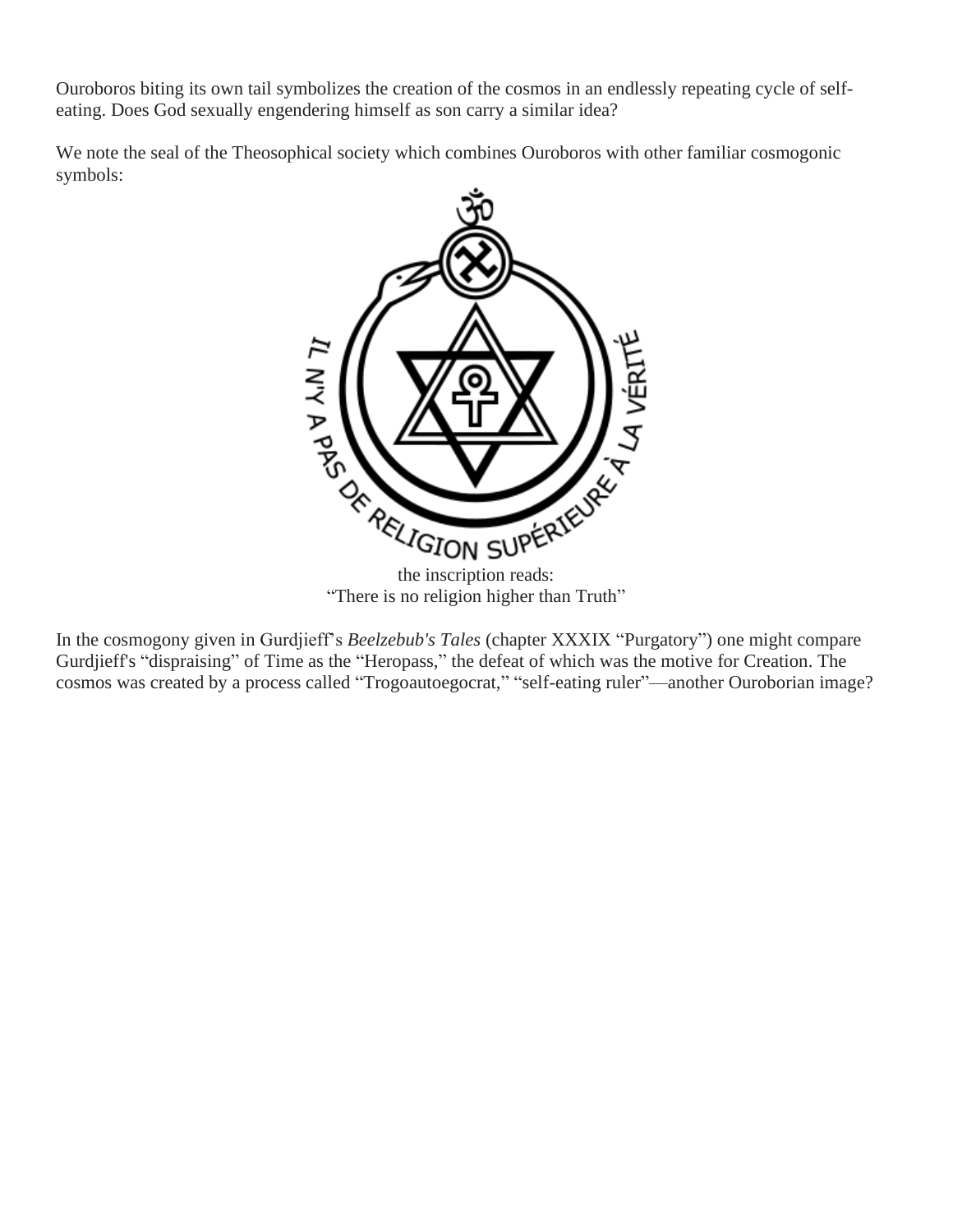Ouroboros biting its own tail symbolizes the creation of the cosmos in an endlessly repeating cycle of self-eating. Does God sexually engendering himself as son carry a similar idea?

We note the seal of the Theosophical society which combines Ouroboros with other familiar cosmogonic symbols:

IL N'Y A PAS DE RELIGION SUPÉRIEURE À LA VÉRITÉ

the inscription reads:
"There is no religion higher than Truth"

In the cosmogony given in Gurdjieff's *Beelzebub's Tales* (chapter XXXIX "Purgatory") one might compare Gurdjieff's "dispraising" of Time as the "Heropass," the defeat of which was the motive for Creation. The cosmos was created by a process called "Trogoautoegocrat," "self-eating ruler"—another Ouroborian image?